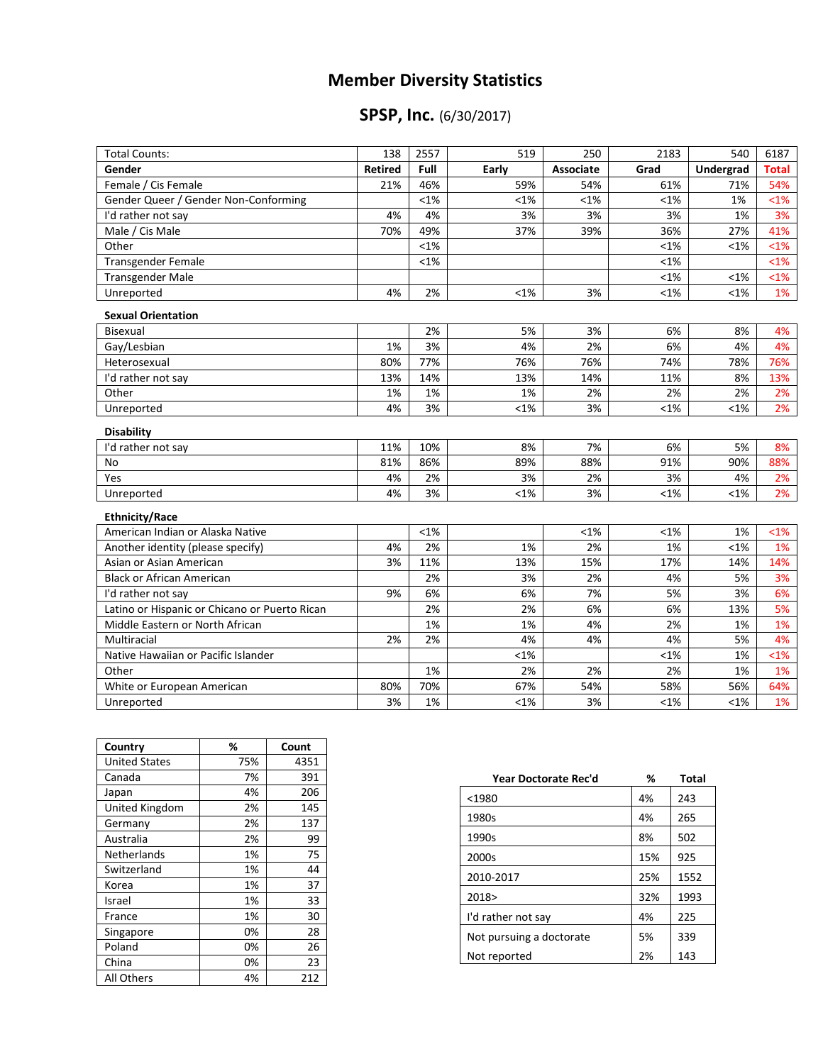# Member Diversity Statistics

## SPSP, Inc. (6/30/2017)

| Total Counts: | 138 | 2557 | 519 | 250 | 2183 | 540 | 6187 |
|---|---|---|---|---|---|---|---|
| **Gender** | **Retired** | **Full** | **Early** | **Associate** | **Grad** | **Undergrad** | **Total** |
| Female / Cis Female | 21% | 46% | 59% | 54% | 61% | 71% | 54% |
| Gender Queer / Gender Non-Conforming | | <1% | <1% | <1% | <1% | 1% | <1% |
| I'd rather not say | 4% | 4% | 3% | 3% | 3% | 1% | 3% |
| Male / Cis Male | 70% | 49% | 37% | 39% | 36% | 27% | 41% |
| Other | | <1% | | | <1% | <1% | <1% |
| Transgender Female | | <1% | | | <1% | | <1% |
| Transgender Male | | | | | <1% | <1% | <1% |
| Unreported | 4% | 2% | <1% | 3% | <1% | <1% | 1% |
| **Sexual Orientation** | | | | | | | |
| Bisexual | | 2% | 5% | 3% | 6% | 8% | 4% |
| Gay/Lesbian | 1% | 3% | 4% | 2% | 6% | 4% | 4% |
| Heterosexual | 80% | 77% | 76% | 76% | 74% | 78% | 76% |
| I'd rather not say | 13% | 14% | 13% | 14% | 11% | 8% | 13% |
| Other | 1% | 1% | 1% | 2% | 2% | 2% | 2% |
| Unreported | 4% | 3% | <1% | 3% | <1% | <1% | 2% |
| **Disability** | | | | | | | |
| I'd rather not say | 11% | 10% | 8% | 7% | 6% | 5% | 8% |
| No | 81% | 86% | 89% | 88% | 91% | 90% | 88% |
| Yes | 4% | 2% | 3% | 2% | 3% | 4% | 2% |
| Unreported | 4% | 3% | <1% | 3% | <1% | <1% | 2% |
| **Ethnicity/Race** | | | | | | | |
| American Indian or Alaska Native | | <1% | | <1% | <1% | 1% | <1% |
| Another identity (please specify) | 4% | 2% | 1% | 2% | 1% | <1% | 1% |
| Asian or Asian American | 3% | 11% | 13% | 15% | 17% | 14% | 14% |
| Black or African American | | 2% | 3% | 2% | 4% | 5% | 3% |
| I'd rather not say | 9% | 6% | 6% | 7% | 5% | 3% | 6% |
| Latino or Hispanic or Chicano or Puerto Rican | | 2% | 2% | 6% | 6% | 13% | 5% |
| Middle Eastern or North African | | 1% | 1% | 4% | 2% | 1% | 1% |
| Multiracial | 2% | 2% | 4% | 4% | 4% | 5% | 4% |
| Native Hawaiian or Pacific Islander | | | <1% | | <1% | 1% | <1% |
| Other | | 1% | 2% | 2% | 2% | 1% | 1% |
| White or European American | 80% | 70% | 67% | 54% | 58% | 56% | 64% |
| Unreported | 3% | 1% | <1% | 3% | <1% | <1% | 1% |

| Country | % | Count |
|---|---|---|
| United States | 75% | 4351 |
| Canada | 7% | 391 |
| Japan | 4% | 206 |
| United Kingdom | 2% | 145 |
| Germany | 2% | 137 |
| Australia | 2% | 99 |
| Netherlands | 1% | 75 |
| Switzerland | 1% | 44 |
| Korea | 1% | 37 |
| Israel | 1% | 33 |
| France | 1% | 30 |
| Singapore | 0% | 28 |
| Poland | 0% | 26 |
| China | 0% | 23 |
| All Others | 4% | 212 |

| Year Doctorate Rec'd | % | Total |
|---|---|---|
| <1980 | 4% | 243 |
| 1980s | 4% | 265 |
| 1990s | 8% | 502 |
| 2000s | 15% | 925 |
| 2010-2017 | 25% | 1552 |
| 2018> | 32% | 1993 |
| I'd rather not say | 4% | 225 |
| Not pursuing a doctorate | 5% | 339 |
| Not reported | 2% | 143 |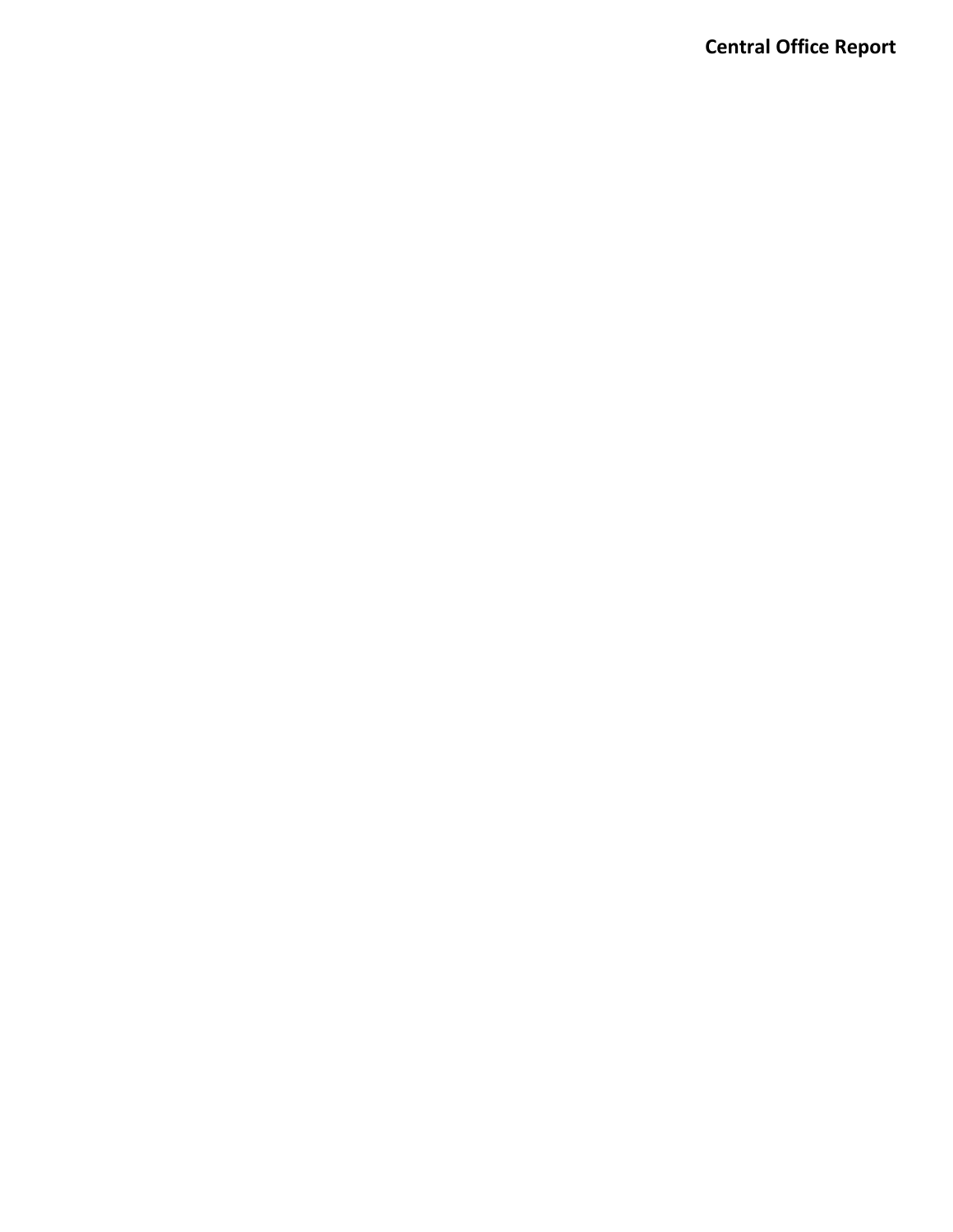**Central Office Report**